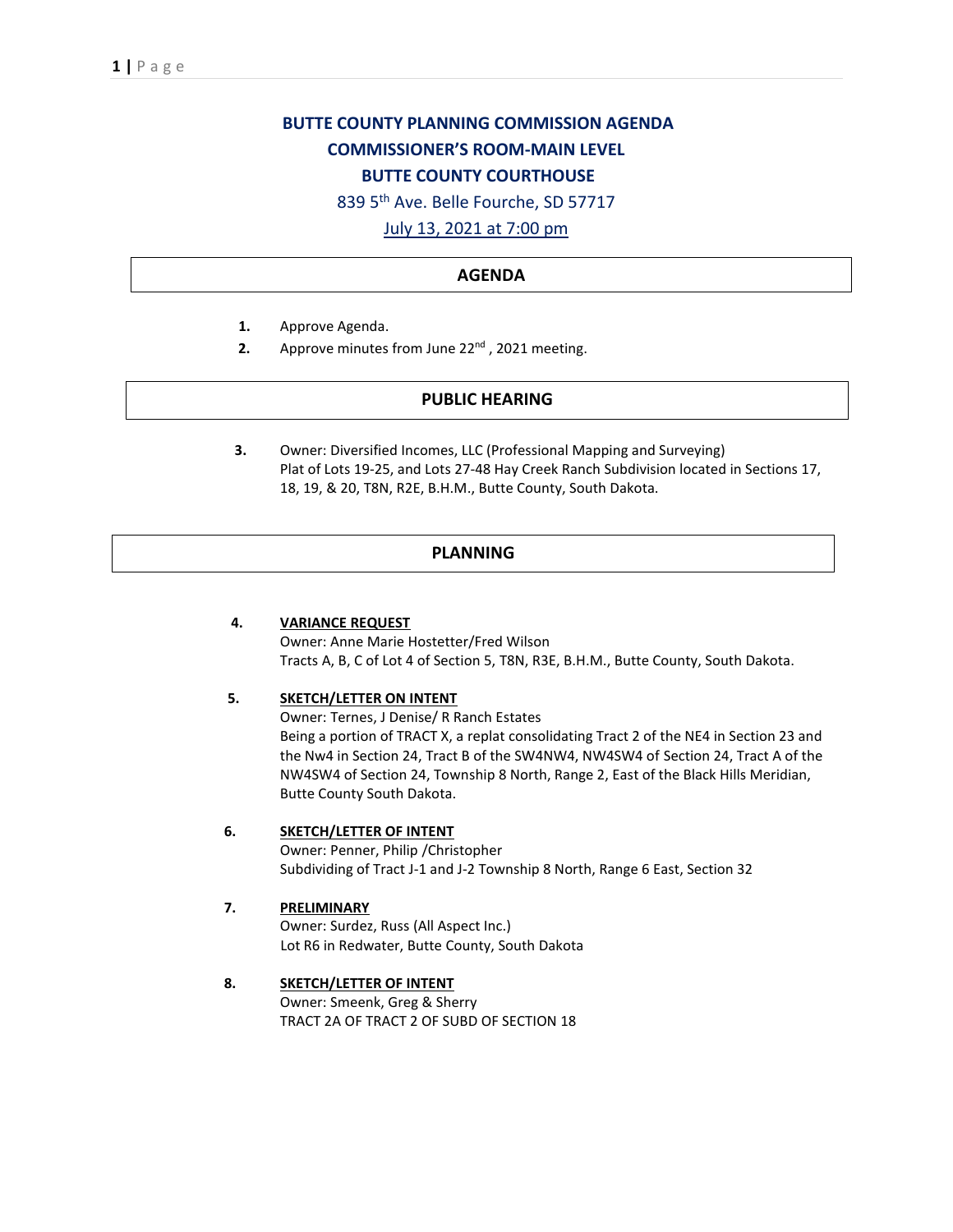# BUTTE COUNTY PLANNING COMMISSION AGENDA
## COMMISSIONER'S ROOM-MAIN LEVEL
## BUTTE COUNTY COURTHOUSE

839 5th Ave. Belle Fourche, SD 57717

July 13, 2021 at 7:00 pm

## AGENDA

1. Approve Agenda.
2. Approve minutes from June 22nd , 2021 meeting.

## PUBLIC HEARING

3. Owner: Diversified Incomes, LLC (Professional Mapping and Surveying)
   Plat of Lots 19-25, and Lots 27-48 Hay Creek Ranch Subdivision located in Sections 17, 18, 19, & 20, T8N, R2E, B.H.M., Butte County, South Dakota.

## PLANNING

4. **VARIANCE REQUEST**
   Owner: Anne Marie Hostetter/Fred Wilson
   Tracts A, B, C of Lot 4 of Section 5, T8N, R3E, B.H.M., Butte County, South Dakota.

5. **SKETCH/LETTER ON INTENT**
   Owner: Ternes, J Denise/ R Ranch Estates
   Being a portion of TRACT X, a replat consolidating Tract 2 of the NE4 in Section 23 and the Nw4 in Section 24, Tract B of the SW4NW4, NW4SW4 of Section 24, Tract A of the NW4SW4 of Section 24, Township 8 North, Range 2, East of the Black Hills Meridian, Butte County South Dakota.

6. **SKETCH/LETTER OF INTENT**
   Owner: Penner, Philip /Christopher
   Subdividing of Tract J-1 and J-2 Township 8 North, Range 6 East, Section 32

7. **PRELIMINARY**
   Owner: Surdez, Russ (All Aspect Inc.)
   Lot R6 in Redwater, Butte County, South Dakota

8. **SKETCH/LETTER OF INTENT**
   Owner: Smeenk, Greg & Sherry
   TRACT 2A OF TRACT 2 OF SUBD OF SECTION 18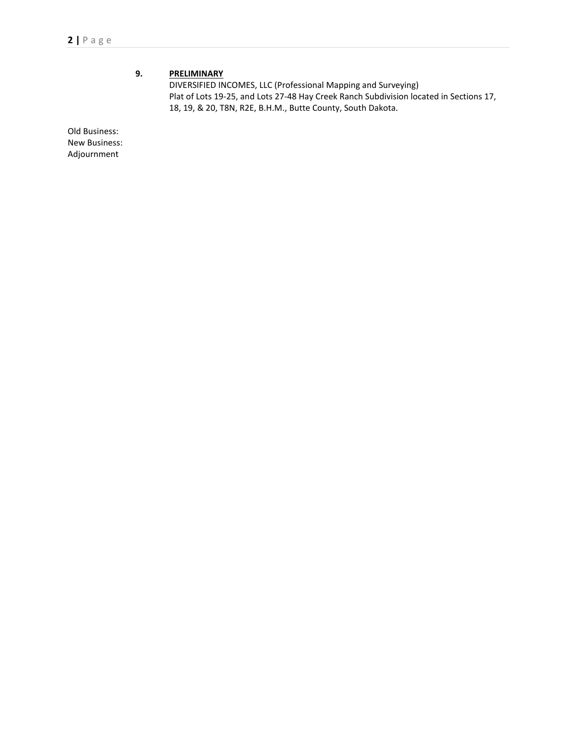9. **PRELIMINARY**
   DIVERSIFIED INCOMES, LLC (Professional Mapping and Surveying)
   Plat of Lots 19-25, and Lots 27-48 Hay Creek Ranch Subdivision located in Sections 17, 18, 19, & 20, T8N, R2E, B.H.M., Butte County, South Dakota.

Old Business:
New Business:
Adjournment